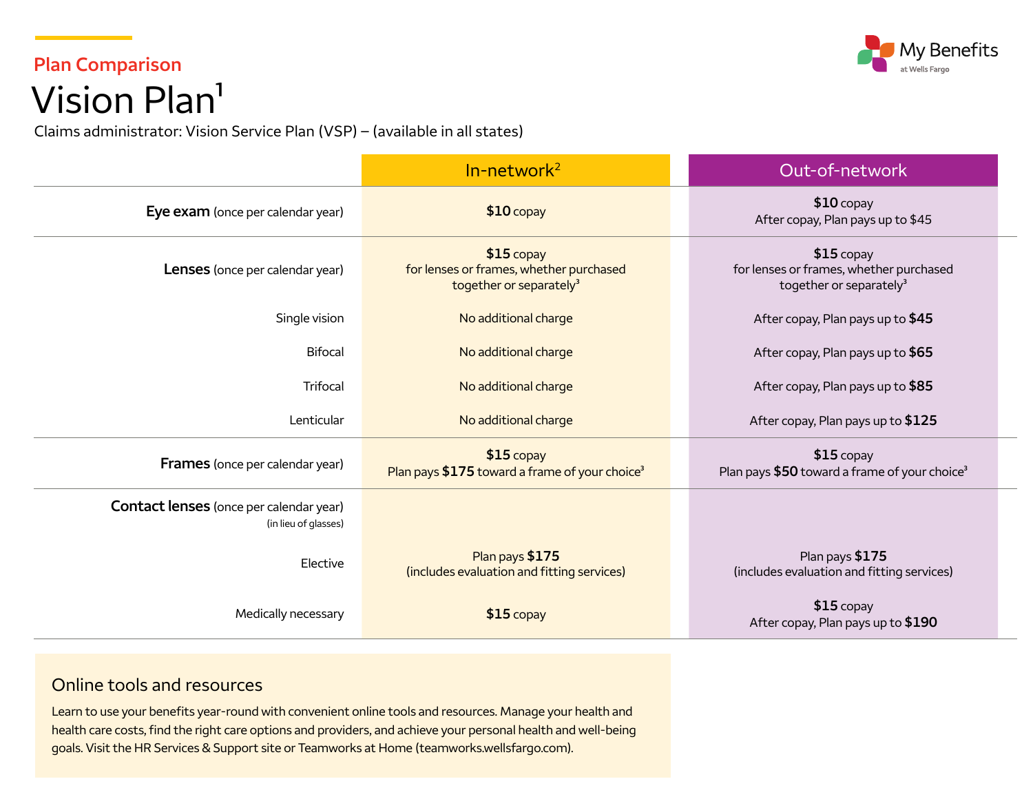Plan Comparison

# Vision Plan[1]

Claims administrator: Vision Service Plan (VSP) – (available in all states)

| | In-network[2] | Out-of-network |
|---|---|---|
| **Eye exam** (once per calendar year) | **$10** copay | **$10** copay<br>After copay, Plan pays up to $45 |
| **Lenses** (once per calendar year) | **$15** copay<br>for lenses or frames, whether purchased together or separately[3] | **$15** copay<br>for lenses or frames, whether purchased together or separately[3] |
| Single vision | No additional charge | After copay, Plan pays up to **$45** |
| Bifocal | No additional charge | After copay, Plan pays up to **$65** |
| Trifocal | No additional charge | After copay, Plan pays up to **$85** |
| Lenticular | No additional charge | After copay, Plan pays up to **$125** |
| **Frames** (once per calendar year) | **$15** copay<br>Plan pays **$175** toward a frame of your choice[3] | **$15** copay<br>Plan pays **$50** toward a frame of your choice[3] |
| **Contact lenses** (once per calendar year) (in lieu of glasses) | | |
| Elective | Plan pays **$175**<br>(includes evaluation and fitting services) | Plan pays **$175**<br>(includes evaluation and fitting services) |
| Medically necessary | **$15** copay | **$15** copay<br>After copay, Plan pays up to **$190** |

## Online tools and resources

Learn to use your benefits year-round with convenient online tools and resources. Manage your health and health care costs, find the right care options and providers, and achieve your personal health and well-being goals. Visit the HR Services & Support site or Teamworks at Home (teamworks.wellsfargo.com).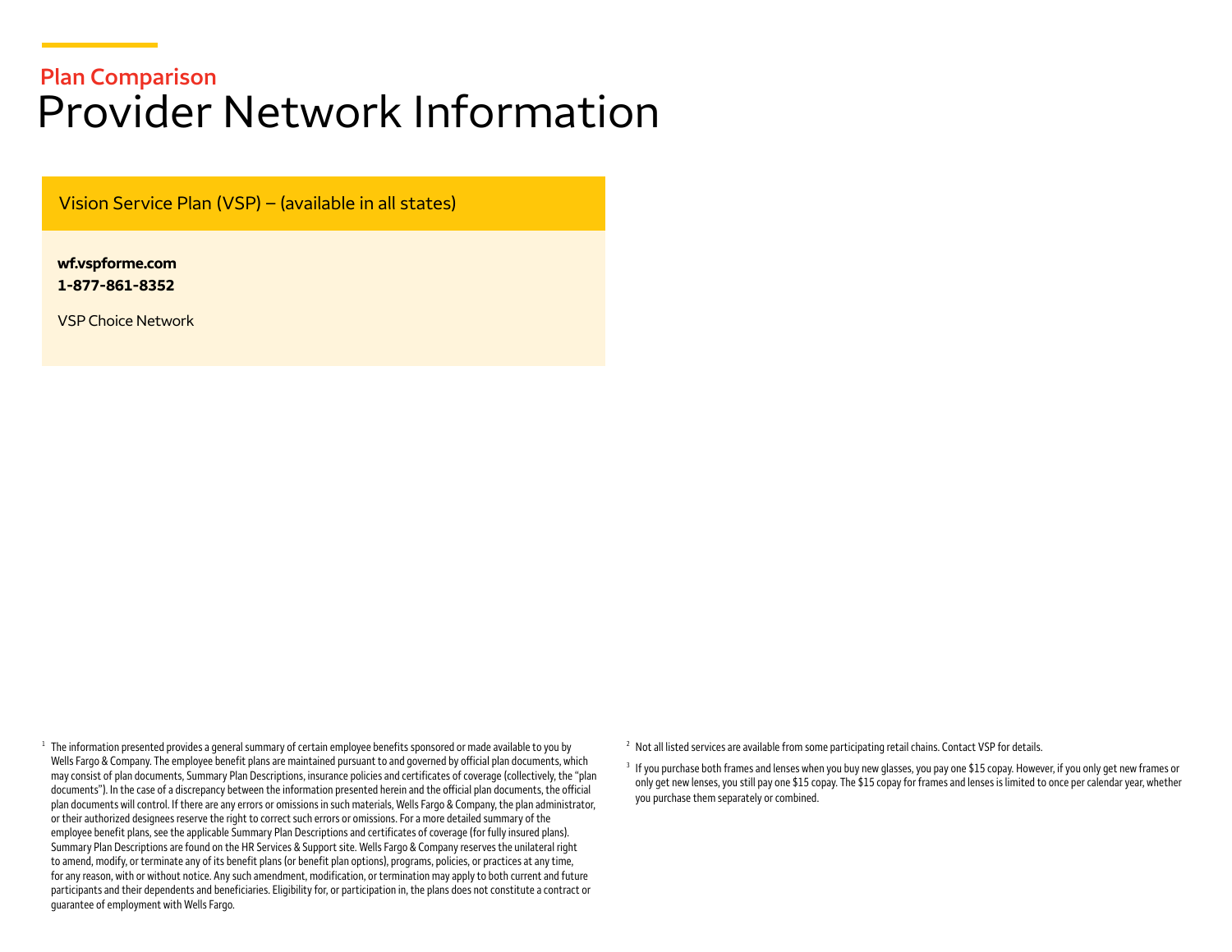## Plan Comparison

# Provider Network Information

| Vision Service Plan (VSP) – (available in all states) |
| --- |
| **wf.vspforme.com**<br>**1-877-861-8352**<br><br>VSP Choice Network |

[1] The information presented provides a general summary of certain employee benefits sponsored or made available to you by Wells Fargo & Company. The employee benefit plans are maintained pursuant to and governed by official plan documents, which may consist of plan documents, Summary Plan Descriptions, insurance policies and certificates of coverage (collectively, the "plan documents"). In the case of a discrepancy between the information presented herein and the official plan documents, the official plan documents will control. If there are any errors or omissions in such materials, Wells Fargo & Company, the plan administrator, or their authorized designees reserve the right to correct such errors or omissions. For a more detailed summary of the employee benefit plans, see the applicable Summary Plan Descriptions and certificates of coverage (for fully insured plans). Summary Plan Descriptions are found on the HR Services & Support site. Wells Fargo & Company reserves the unilateral right to amend, modify, or terminate any of its benefit plans (or benefit plan options), programs, policies, or practices at any time, for any reason, with or without notice. Any such amendment, modification, or termination may apply to both current and future participants and their dependents and beneficiaries. Eligibility for, or participation in, the plans does not constitute a contract or guarantee of employment with Wells Fargo.

[2] Not all listed services are available from some participating retail chains. Contact VSP for details.

[3] If you purchase both frames and lenses when you buy new glasses, you pay one $15 copay. However, if you only get new frames or only get new lenses, you still pay one $15 copay. The $15 copay for frames and lenses is limited to once per calendar year, whether you purchase them separately or combined.